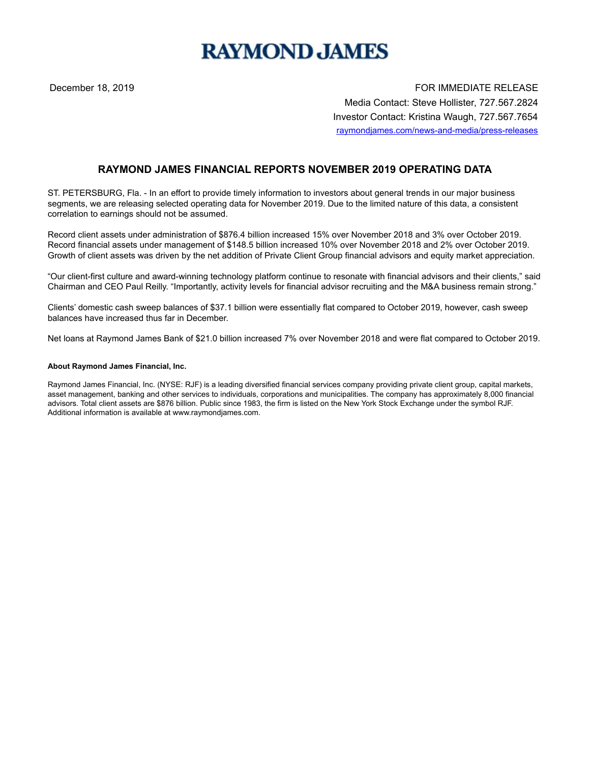# RAYMOND JAMES

December 18, 2019

FOR IMMEDIATE RELEASE
Media Contact: Steve Hollister, 727.567.2824
Investor Contact: Kristina Waugh, 727.567.7654
raymondjames.com/news-and-media/press-releases

## RAYMOND JAMES FINANCIAL REPORTS NOVEMBER 2019 OPERATING DATA

ST. PETERSBURG, Fla. - In an effort to provide timely information to investors about general trends in our major business segments, we are releasing selected operating data for November 2019. Due to the limited nature of this data, a consistent correlation to earnings should not be assumed.

Record client assets under administration of $876.4 billion increased 15% over November 2018 and 3% over October 2019. Record financial assets under management of $148.5 billion increased 10% over November 2018 and 2% over October 2019. Growth of client assets was driven by the net addition of Private Client Group financial advisors and equity market appreciation.

“Our client-first culture and award-winning technology platform continue to resonate with financial advisors and their clients,” said Chairman and CEO Paul Reilly. “Importantly, activity levels for financial advisor recruiting and the M&A business remain strong.”

Clients’ domestic cash sweep balances of $37.1 billion were essentially flat compared to October 2019, however, cash sweep balances have increased thus far in December.

Net loans at Raymond James Bank of $21.0 billion increased 7% over November 2018 and were flat compared to October 2019.

**About Raymond James Financial, Inc.**

Raymond James Financial, Inc. (NYSE: RJF) is a leading diversified financial services company providing private client group, capital markets, asset management, banking and other services to individuals, corporations and municipalities. The company has approximately 8,000 financial advisors. Total client assets are $876 billion. Public since 1983, the firm is listed on the New York Stock Exchange under the symbol RJF. Additional information is available at www.raymondjames.com.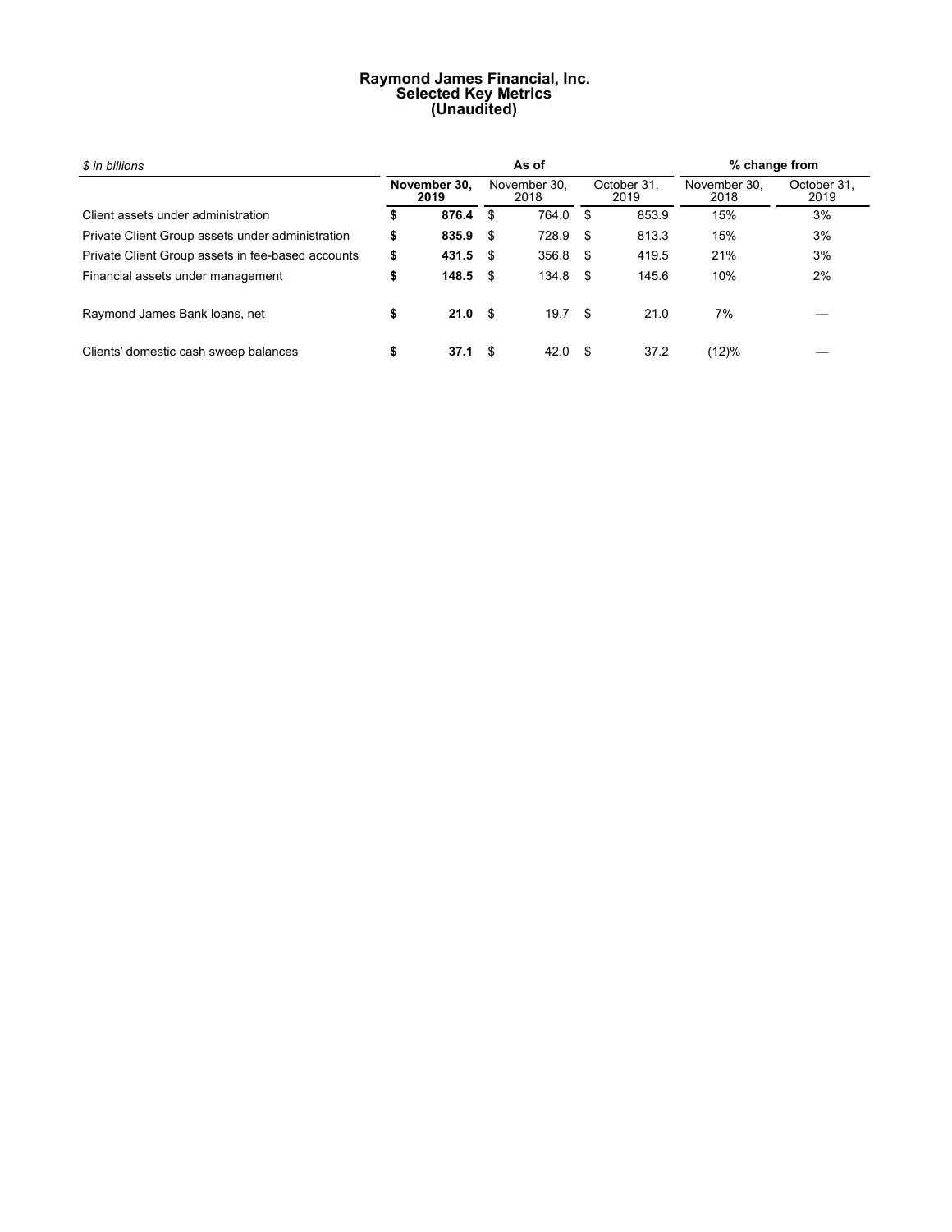# Raymond James Financial, Inc.
## Selected Key Metrics
## (Unaudited)

| *$ in billions* | As of | | | % change from | |
|---|---|---|---|---|---|
| | **November 30, 2019** | November 30, 2018 | October 31, 2019 | November 30, 2018 | October 31, 2019 |
| Client assets under administration | **$ 876.4** | $ 764.0 | $ 853.9 | 15% | 3% |
| Private Client Group assets under administration | **$ 835.9** | $ 728.9 | $ 813.3 | 15% | 3% |
| Private Client Group assets in fee-based accounts | **$ 431.5** | $ 356.8 | $ 419.5 | 21% | 3% |
| Financial assets under management | **$ 148.5** | $ 134.8 | $ 145.6 | 10% | 2% |
| Raymond James Bank loans, net | **$ 21.0** | $ 19.7 | $ 21.0 | 7% | — |
| Clients' domestic cash sweep balances | **$ 37.1** | $ 42.0 | $ 37.2 | (12)% | — |